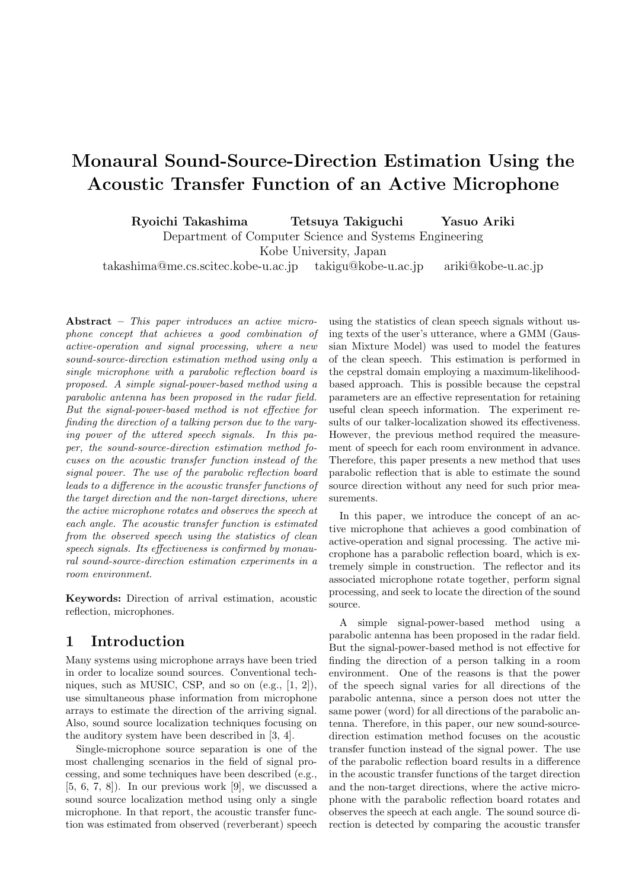# Monaural Sound-Source-Direction Estimation Using the Acoustic Transfer Function of an Active Microphone

**Ryoichi Takashima** **Tetsuya Takiguchi** **Yasuo Ariki**

Department of Computer Science and Systems Engineering
Kobe University, Japan
takashima@me.cs.scitec.kobe-u.ac.jp takigu@kobe-u.ac.jp ariki@kobe-u.ac.jp

**Abstract** – *This paper introduces an active microphone concept that achieves a good combination of active-operation and signal processing, where a new sound-source-direction estimation method using only a single microphone with a parabolic reflection board is proposed. A simple signal-power-based method using a parabolic antenna has been proposed in the radar field. But the signal-power-based method is not effective for finding the direction of a talking person due to the varying power of the uttered speech signals. In this paper, the sound-source-direction estimation method focuses on the acoustic transfer function instead of the signal power. The use of the parabolic reflection board leads to a difference in the acoustic transfer functions of the target direction and the non-target directions, where the active microphone rotates and observes the speech at each angle. The acoustic transfer function is estimated from the observed speech using the statistics of clean speech signals. Its effectiveness is confirmed by monaural sound-source-direction estimation experiments in a room environment.*

**Keywords:** Direction of arrival estimation, acoustic reflection, microphones.

## 1 Introduction

Many systems using microphone arrays have been tried in order to localize sound sources. Conventional techniques, such as MUSIC, CSP, and so on (e.g., [1, 2]), use simultaneous phase information from microphone arrays to estimate the direction of the arriving signal. Also, sound source localization techniques focusing on the auditory system have been described in [3, 4].

Single-microphone source separation is one of the most challenging scenarios in the field of signal processing, and some techniques have been described (e.g., [5, 6, 7, 8]). In our previous work [9], we discussed a sound source localization method using only a single microphone. In that report, the acoustic transfer function was estimated from observed (reverberant) speech using the statistics of clean speech signals without using texts of the user's utterance, where a GMM (Gaussian Mixture Model) was used to model the features of the clean speech. This estimation is performed in the cepstral domain employing a maximum-likelihood-based approach. This is possible because the cepstral parameters are an effective representation for retaining useful clean speech information. The experiment results of our talker-localization showed its effectiveness. However, the previous method required the measurement of speech for each room environment in advance. Therefore, this paper presents a new method that uses parabolic reflection that is able to estimate the sound source direction without any need for such prior measurements.

In this paper, we introduce the concept of an active microphone that achieves a good combination of active-operation and signal processing. The active microphone has a parabolic reflection board, which is extremely simple in construction. The reflector and its associated microphone rotate together, perform signal processing, and seek to locate the direction of the sound source.

A simple signal-power-based method using a parabolic antenna has been proposed in the radar field. But the signal-power-based method is not effective for finding the direction of a person talking in a room environment. One of the reasons is that the power of the speech signal varies for all directions of the parabolic antenna, since a person does not utter the same power (word) for all directions of the parabolic antenna. Therefore, in this paper, our new sound-source-direction estimation method focuses on the acoustic transfer function instead of the signal power. The use of the parabolic reflection board results in a difference in the acoustic transfer functions of the target direction and the non-target directions, where the active microphone with the parabolic reflection board rotates and observes the speech at each angle. The sound source direction is detected by comparing the acoustic transfer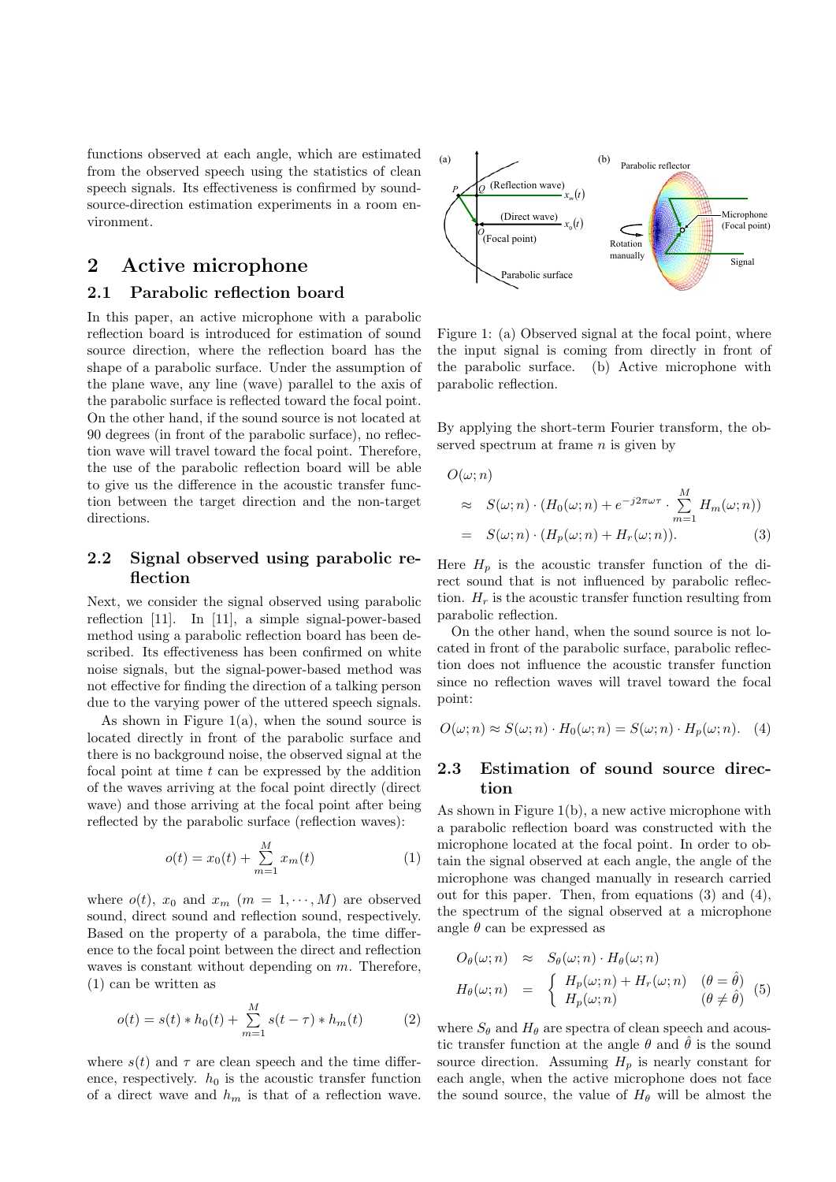functions observed at each angle, which are estimated from the observed speech using the statistics of clean speech signals. Its effectiveness is confirmed by sound-source-direction estimation experiments in a room environment.

## 2 Active microphone

### 2.1 Parabolic reflection board

In this paper, an active microphone with a parabolic reflection board is introduced for estimation of sound source direction, where the reflection board has the shape of a parabolic surface. Under the assumption of the plane wave, any line (wave) parallel to the axis of the parabolic surface is reflected toward the focal point. On the other hand, if the sound source is not located at 90 degrees (in front of the parabolic surface), no reflection wave will travel toward the focal point. Therefore, the use of the parabolic reflection board will be able to give us the difference in the acoustic transfer function between the target direction and the non-target directions.

### 2.2 Signal observed using parabolic reflection

Next, we consider the signal observed using parabolic reflection [11]. In [11], a simple signal-power-based method using a parabolic reflection board has been described. Its effectiveness has been confirmed on white noise signals, but the signal-power-based method was not effective for finding the direction of a talking person due to the varying power of the uttered speech signals.

As shown in Figure 1(a), when the sound source is located directly in front of the parabolic surface and there is no background noise, the observed signal at the focal point at time $t$ can be expressed by the addition of the waves arriving at the focal point directly (direct wave) and those arriving at the focal point after being reflected by the parabolic surface (reflection waves):

$$o(t) = x_0(t) + \sum_{m=1}^{M} x_m(t) \tag{1}$$

where $o(t)$, $x_0$ and $x_m$ ($m = 1, \cdots, M$) are observed sound, direct sound and reflection sound, respectively. Based on the property of a parabola, the time difference to the focal point between the direct and reflection waves is constant without depending on $m$. Therefore, (1) can be written as

$$o(t) = s(t) * h_0(t) + \sum_{m=1}^{M} s(t-\tau) * h_m(t) \tag{2}$$

where $s(t)$ and $\tau$ are clean speech and the time difference, respectively. $h_0$ is the acoustic transfer function of a direct wave and $h_m$ is that of a reflection wave.

Figure 1: (a) Observed signal at the focal point, where the input signal is coming from directly in front of the parabolic surface. (b) Active microphone with parabolic reflection.

By applying the short-term Fourier transform, the observed spectrum at frame $n$ is given by

$$\begin{aligned} O(\omega; n) & \\ \approx \ & S(\omega; n) \cdot (H_0(\omega; n) + e^{-j2\pi\omega\tau} \cdot \sum_{m=1}^{M} H_m(\omega; n)) \\ = \ & S(\omega; n) \cdot (H_p(\omega; n) + H_r(\omega; n)). \end{aligned} \tag{3}$$

Here $H_p$ is the acoustic transfer function of the direct sound that is not influenced by parabolic reflection. $H_r$ is the acoustic transfer function resulting from parabolic reflection.

On the other hand, when the sound source is not located in front of the parabolic surface, parabolic reflection does not influence the acoustic transfer function since no reflection waves will travel toward the focal point:

$$O(\omega; n) \approx S(\omega; n) \cdot H_0(\omega; n) = S(\omega; n) \cdot H_p(\omega; n). \tag{4}$$

### 2.3 Estimation of sound source direction

As shown in Figure 1(b), a new active microphone with a parabolic reflection board was constructed with the microphone located at the focal point. In order to obtain the signal observed at each angle, the angle of the microphone was changed manually in research carried out for this paper. Then, from equations (3) and (4), the spectrum of the signal observed at a microphone angle $\theta$ can be expressed as

$$\begin{aligned} O_\theta(\omega; n) &\approx S_\theta(\omega; n) \cdot H_\theta(\omega; n) \\ H_\theta(\omega; n) &= \begin{cases} H_p(\omega; n) + H_r(\omega; n) & (\theta = \hat{\theta}) \\ H_p(\omega; n) & (\theta \neq \hat{\theta}) \end{cases} \end{aligned} \tag{5}$$

where $S_\theta$ and $H_\theta$ are spectra of clean speech and acoustic transfer function at the angle $\theta$ and $\hat{\theta}$ is the sound source direction. Assuming $H_p$ is nearly constant for each angle, when the active microphone does not face the sound source, the value of $H_\theta$ will be almost the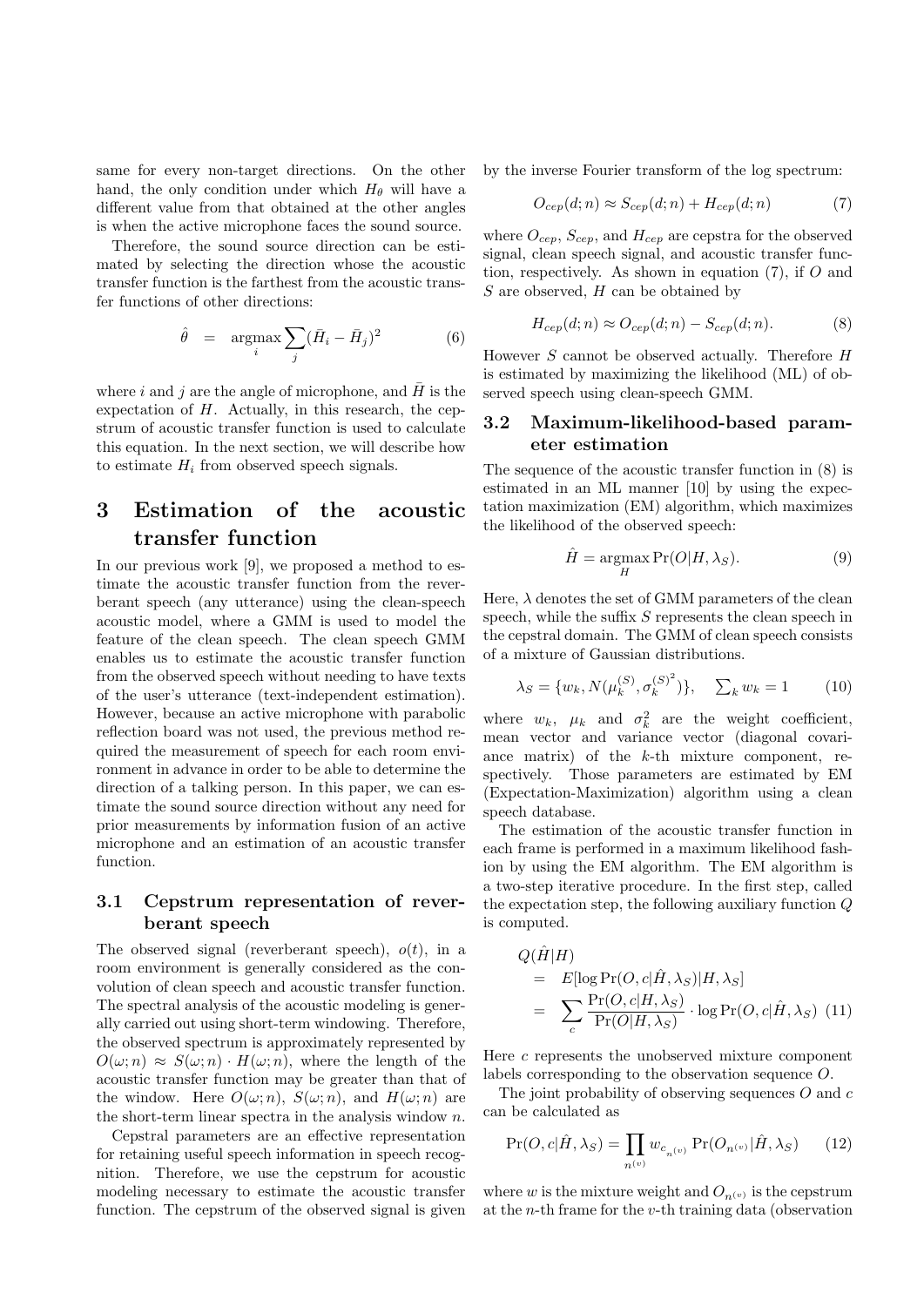same for every non-target directions. On the other hand, the only condition under which $H_\theta$ will have a different value from that obtained at the other angles is when the active microphone faces the sound source.

Therefore, the sound source direction can be estimated by selecting the direction whose the acoustic transfer function is the farthest from the acoustic transfer functions of other directions:

$$\hat{\theta} \quad = \quad \underset{i}{\operatorname{argmax}} \sum_j (\bar{H}_i - \bar{H}_j)^2 \tag{6}$$

where $i$ and $j$ are the angle of microphone, and $\bar{H}$ is the expectation of $H$. Actually, in this research, the cepstrum of acoustic transfer function is used to calculate this equation. In the next section, we will describe how to estimate $H_i$ from observed speech signals.

# 3 Estimation of the acoustic transfer function

In our previous work [9], we proposed a method to estimate the acoustic transfer function from the reverberant speech (any utterance) using the clean-speech acoustic model, where a GMM is used to model the feature of the clean speech. The clean speech GMM enables us to estimate the acoustic transfer function from the observed speech without needing to have texts of the user's utterance (text-independent estimation). However, because an active microphone with parabolic reflection board was not used, the previous method required the measurement of speech for each room environment in advance in order to be able to determine the direction of a talking person. In this paper, we can estimate the sound source direction without any need for prior measurements by information fusion of an active microphone and an estimation of an acoustic transfer function.

## 3.1 Cepstrum representation of reverberant speech

The observed signal (reverberant speech), $o(t)$, in a room environment is generally considered as the convolution of clean speech and acoustic transfer function. The spectral analysis of the acoustic modeling is generally carried out using short-term windowing. Therefore, the observed spectrum is approximately represented by $O(\omega; n) \approx S(\omega; n) \cdot H(\omega; n)$, where the length of the acoustic transfer function may be greater than that of the window. Here $O(\omega; n)$, $S(\omega; n)$, and $H(\omega; n)$ are the short-term linear spectra in the analysis window $n$.

Cepstral parameters are an effective representation for retaining useful speech information in speech recognition. Therefore, we use the cepstrum for acoustic modeling necessary to estimate the acoustic transfer function. The cepstrum of the observed signal is given by the inverse Fourier transform of the log spectrum:

$$O_{cep}(d; n) \approx S_{cep}(d; n) + H_{cep}(d; n) \tag{7}$$

where $O_{cep}$, $S_{cep}$, and $H_{cep}$ are cepstra for the observed signal, clean speech signal, and acoustic transfer function, respectively. As shown in equation (7), if $O$ and $S$ are observed, $H$ can be obtained by

$$H_{cep}(d; n) \approx O_{cep}(d; n) - S_{cep}(d; n). \tag{8}$$

However $S$ cannot be observed actually. Therefore $H$ is estimated by maximizing the likelihood (ML) of observed speech using clean-speech GMM.

## 3.2 Maximum-likelihood-based parameter estimation

The sequence of the acoustic transfer function in (8) is estimated in an ML manner [10] by using the expectation maximization (EM) algorithm, which maximizes the likelihood of the observed speech:

$$\hat{H} = \underset{H}{\operatorname{argmax}} \Pr(O|H, \lambda_S). \tag{9}$$

Here, $\lambda$ denotes the set of GMM parameters of the clean speech, while the suffix $S$ represents the clean speech in the cepstral domain. The GMM of clean speech consists of a mixture of Gaussian distributions.

$$\lambda_S = \{w_k, N(\mu_k^{(S)}, {\sigma_k^{(S)}}^2)\}, \quad \textstyle\sum_k w_k = 1 \tag{10}$$

where $w_k$, $\mu_k$ and $\sigma_k^2$ are the weight coefficient, mean vector and variance vector (diagonal covariance matrix) of the $k$-th mixture component, respectively. Those parameters are estimated by EM (Expectation-Maximization) algorithm using a clean speech database.

The estimation of the acoustic transfer function in each frame is performed in a maximum likelihood fashion by using the EM algorithm. The EM algorithm is a two-step iterative procedure. In the first step, called the expectation step, the following auxiliary function $Q$ is computed.

$$\begin{aligned} & Q(\hat{H}|H) \\ & = \quad E[\log \Pr(O, c|\hat{H}, \lambda_S)|H, \lambda_S] \\ & = \quad \sum_c \frac{\Pr(O, c|H, \lambda_S)}{\Pr(O|H, \lambda_S)} \cdot \log \Pr(O, c|\hat{H}, \lambda_S) \end{aligned} \tag{11}$$

Here $c$ represents the unobserved mixture component labels corresponding to the observation sequence $O$.

The joint probability of observing sequences $O$ and $c$ can be calculated as

$$\Pr(O, c|\hat{H}, \lambda_S) = \prod_{n^{(v)}} w_{c_{n^{(v)}}} \Pr(O_{n^{(v)}}|\hat{H}, \lambda_S) \tag{12}$$

where $w$ is the mixture weight and $O_{n^{(v)}}$ is the cepstrum at the $n$-th frame for the $v$-th training data (observation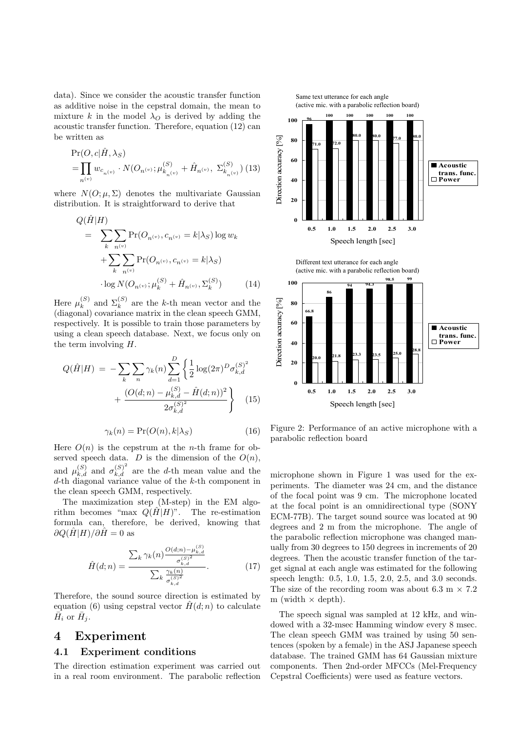data). Since we consider the acoustic transfer function as additive noise in the cepstral domain, the mean to mixture $k$ in the model $\lambda_O$ is derived by adding the acoustic transfer function. Therefore, equation (12) can be written as

$$
\begin{aligned}
&\Pr(O, c|\hat{H}, \lambda_S) \\
&= \prod_{n^{(v)}} w_{c_{n^{(v)}}} \cdot N(O_{n^{(v)}}; \mu^{(S)}_{k_{n^{(v)}}} + \hat{H}_{n^{(v)}},\ \Sigma^{(S)}_{k_{n^{(v)}}}) \quad (13)
\end{aligned}
$$

where $N(O; \mu, \Sigma)$ denotes the multivariate Gaussian distribution. It is straightforward to derive that

$$
\begin{aligned}
&Q(\hat{H}|H) \\
&= \sum_k \sum_{n^{(v)}} \Pr(O_{n^{(v)}}, c_{n^{(v)}} = k|\lambda_S) \log w_k \\
&\quad + \sum_k \sum_{n^{(v)}} \Pr(O_{n^{(v)}}, c_{n^{(v)}} = k|\lambda_S) \\
&\quad \cdot \log N(O_{n^{(v)}}; \mu^{(S)}_k + \hat{H}_{n^{(v)}}, \Sigma^{(S)}_k) \quad (14)
\end{aligned}
$$

Here $\mu^{(S)}_k$ and $\Sigma^{(S)}_k$ are the $k$-th mean vector and the (diagonal) covariance matrix in the clean speech GMM, respectively. It is possible to train those parameters by using a clean speech database. Next, we focus only on the term involving $H$.

$$
Q(\hat{H}|H) = -\sum_k \sum_n \gamma_k(n) \sum_{d=1}^{D} \left\{ \frac{1}{2} \log(2\pi)^D \sigma^{(S)^2}_{k,d} + \frac{(O(d;n) - \mu^{(S)}_{k,d} - \hat{H}(d;n))^2}{2\sigma^{(S)^2}_{k,d}} \right\} \quad (15)
$$

$$
\gamma_k(n) = \Pr(O(n), k|\lambda_S) \quad (16)
$$

Here $O(n)$ is the cepstrum at the $n$-th frame for observed speech data. $D$ is the dimension of the $O(n)$, and $\mu^{(S)}_{k,d}$ and $\sigma^{(S)^2}_{k,d}$ are the $d$-th mean value and the $d$-th diagonal variance value of the $k$-th component in the clean speech GMM, respectively.

The maximization step (M-step) in the EM algorithm becomes "max $Q(\hat{H}|H)$". The re-estimation formula can, therefore, be derived, knowing that $\partial Q(\hat{H}|H)/\partial \hat{H} = 0$ as

$$
\hat{H}(d;n) = \frac{\sum_k \gamma_k(n) \frac{O(d;n) - \mu^{(S)}_{k,d}}{\sigma^{(S)^2}_{k,d}}}{\sum_k \frac{\gamma_k(n)}{\sigma^{(S)^2}_{k,d}}}. \quad (17)
$$

Therefore, the sound source direction is estimated by equation (6) using cepstral vector $\hat{H}(d;n)$ to calculate $\bar{H}_i$ or $\bar{H}_j$.

# 4 Experiment

## 4.1 Experiment conditions

The direction estimation experiment was carried out in a real room environment. The parabolic reflection microphone shown in Figure 1 was used for the experiments. The diameter was 24 cm, and the distance of the focal point was 9 cm. The microphone located at the focal point is an omnidirectional type (SONY ECM-77B). The target sound source was located at 90 degrees and 2 m from the microphone. The angle of the parabolic reflection microphone was changed manually from 30 degrees to 150 degrees in increments of 20 degrees. Then the acoustic transfer function of the target signal at each angle was estimated for the following speech length: 0.5, 1.0, 1.5, 2.0, 2.5, and 3.0 seconds. The size of the recording room was about 6.3 m × 7.2 m (width × depth).

The speech signal was sampled at 12 kHz, and windowed with a 32-msec Hamming window every 8 msec. The clean speech GMM was trained by using 50 sentences (spoken by a female) in the ASJ Japanese speech database. The trained GMM has 64 Gaussian mixture components. Then 2nd-order MFCCs (Mel-Frequency Cepstral Coefficients) were used as feature vectors.

Same text utterance for each angle (active mic. with a parabolic reflection board)

| Speech length [sec] | 0.5 | 1.0 | 1.5 | 2.0 | 2.5 | 3.0 |
|---|---|---|---|---|---|---|
| Acoustic trans. func. [%] | 96 | 100 | 100 | 100 | 100 | 100 |
| Power [%] | 71.0 | 72.0 | 80.0 | 80.0 | 77.0 | 80.0 |

Different text utterance for each angle (active mic. with a parabolic reflection board)

| Speech length [sec] | 0.5 | 1.0 | 1.5 | 2.0 | 2.5 | 3.0 |
|---|---|---|---|---|---|---|
| Acoustic trans. func. [%] | 66.8 | 86 | 94 | 94.3 | 98.5 | 99 |
| Power [%] | 20.0 | 21.8 | 23.3 | 23.5 | 25.0 | 28.8 |

Figure 2: Performance of an active microphone with a parabolic reflection board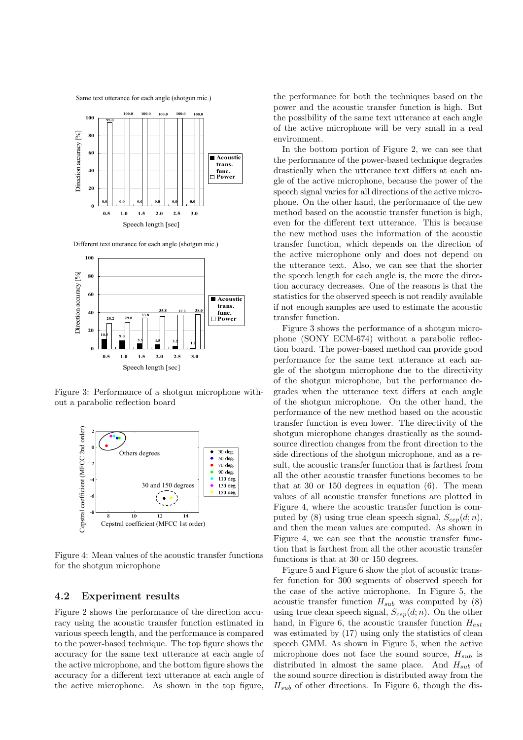Figure 3: Performance of a shotgun microphone without a parabolic reflection board

Figure 4: Mean values of the acoustic transfer functions for the shotgun microphone

### 4.2 Experiment results

Figure 2 shows the performance of the direction accuracy using the acoustic transfer function estimated in various speech length, and the performance is compared to the power-based technique. The top figure shows the accuracy for the same text utterance at each angle of the active microphone, and the bottom figure shows the accuracy for a different text utterance at each angle of the active microphone. As shown in the top figure, the performance for both the techniques based on the power and the acoustic transfer function is high. But the possibility of the same text utterance at each angle of the active microphone will be very small in a real environment.

In the bottom portion of Figure 2, we can see that the performance of the power-based technique degrades drastically when the utterance text differs at each angle of the active microphone, because the power of the speech signal varies for all directions of the active microphone. On the other hand, the performance of the new method based on the acoustic transfer function is high, even for the different text utterance. This is because the new method uses the information of the acoustic transfer function, which depends on the direction of the active microphone only and does not depend on the utterance text. Also, we can see that the shorter the speech length for each angle is, the more the direction accuracy decreases. One of the reasons is that the statistics for the observed speech is not readily available if not enough samples are used to estimate the acoustic transfer function.

Figure 3 shows the performance of a shotgun microphone (SONY ECM-674) without a parabolic reflection board. The power-based method can provide good performance for the same text utterance at each angle of the shotgun microphone due to the directivity of the shotgun microphone, but the performance degrades when the utterance text differs at each angle of the shotgun microphone. On the other hand, the performance of the new method based on the acoustic transfer function is even lower. The directivity of the shotgun microphone changes drastically as the sound-source direction changes from the front direction to the side directions of the shotgun microphone, and as a result, the acoustic transfer function that is farthest from all the other acoustic transfer functions becomes to be that at 30 or 150 degrees in equation (6). The mean values of all acoustic transfer functions are plotted in Figure 4, where the acoustic transfer function is computed by (8) using true clean speech signal, $S_{cep}(d; n)$, and then the mean values are computed. As shown in Figure 4, we can see that the acoustic transfer function that is farthest from all the other acoustic transfer functions is that at 30 or 150 degrees.

Figure 5 and Figure 6 show the plot of acoustic transfer function for 300 segments of observed speech for the case of the active microphone. In Figure 5, the acoustic transfer function $H_{sub}$ was computed by (8) using true clean speech signal, $S_{cep}(d; n)$. On the other hand, in Figure 6, the acoustic transfer function $H_{est}$ was estimated by (17) using only the statistics of clean speech GMM. As shown in Figure 5, when the active microphone does not face the sound source, $H_{sub}$ is distributed in almost the same place. And $H_{sub}$ of the sound source direction is distributed away from the $H_{sub}$ of other directions. In Figure 6, though the dis-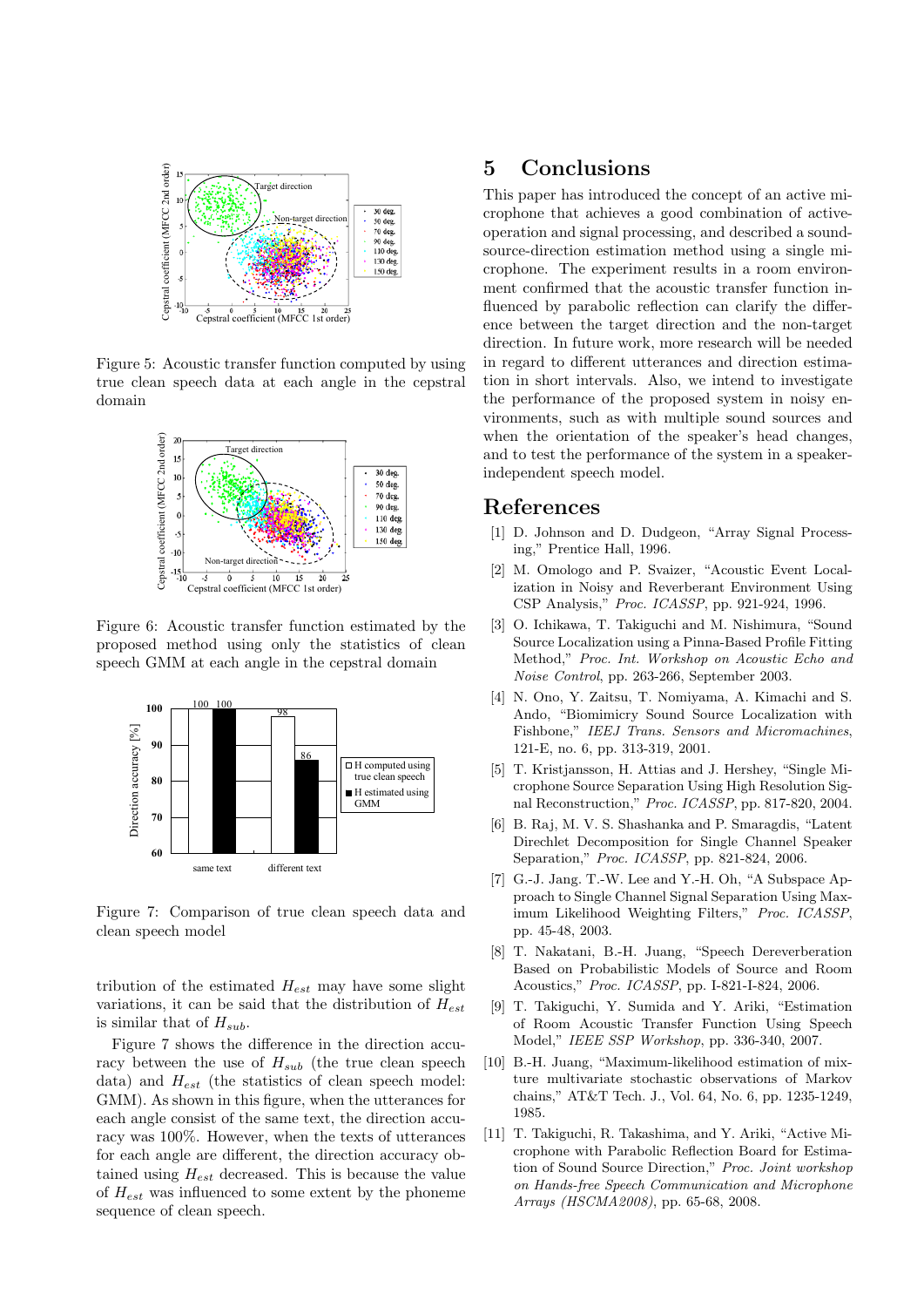Target direction

Non-target direction

Cepstral coefficient (MFCC 2nd order)

Cepstral coefficient (MFCC 1st order)

30 deg.
50 deg.
70 deg.
90 deg.
110 deg.
130 deg.
150 deg.

Figure 5: Acoustic transfer function computed by using true clean speech data at each angle in the cepstral domain

Target direction

Non-target direction

Cepstral coefficient (MFCC 2nd order)

Cepstral coefficient (MFCC 1st order)

30 deg.
50 deg.
70 deg.
90 deg.
110 deg.
130 deg.
150 deg.

Figure 6: Acoustic transfer function estimated by the proposed method using only the statistics of clean speech GMM at each angle in the cepstral domain

Direction accuracy [%]

100 100

98

86

same text

different text

H computed using true clean speech

H estimated using GMM

Figure 7: Comparison of true clean speech data and clean speech model

tribution of the estimated $H_{est}$ may have some slight variations, it can be said that the distribution of $H_{est}$ is similar that of $H_{sub}$.

Figure 7 shows the difference in the direction accuracy between the use of $H_{sub}$ (the true clean speech data) and $H_{est}$ (the statistics of clean speech model: GMM). As shown in this figure, when the utterances for each angle consist of the same text, the direction accuracy was 100%. However, when the texts of utterances for each angle are different, the direction accuracy obtained using $H_{est}$ decreased. This is because the value of $H_{est}$ was influenced to some extent by the phoneme sequence of clean speech.

# 5 Conclusions

This paper has introduced the concept of an active microphone that achieves a good combination of active-operation and signal processing, and described a sound-source-direction estimation method using a single microphone. The experiment results in a room environment confirmed that the acoustic transfer function influenced by parabolic reflection can clarify the difference between the target direction and the non-target direction. In future work, more research will be needed in regard to different utterances and direction estimation in short intervals. Also, we intend to investigate the performance of the proposed system in noisy environments, such as with multiple sound sources and when the orientation of the speaker's head changes, and to test the performance of the system in a speaker-independent speech model.

# References

[1] D. Johnson and D. Dudgeon, "Array Signal Processing," Prentice Hall, 1996.

[2] M. Omologo and P. Svaizer, "Acoustic Event Localization in Noisy and Reverberant Environment Using CSP Analysis," *Proc. ICASSP*, pp. 921-924, 1996.

[3] O. Ichikawa, T. Takiguchi and M. Nishimura, "Sound Source Localization using a Pinna-Based Profile Fitting Method," *Proc. Int. Workshop on Acoustic Echo and Noise Control*, pp. 263-266, September 2003.

[4] N. Ono, Y. Zaitsu, T. Nomiyama, A. Kimachi and S. Ando, "Biomimicry Sound Source Localization with Fishbone," *IEEJ Trans. Sensors and Micromachines*, 121-E, no. 6, pp. 313-319, 2001.

[5] T. Kristjansson, H. Attias and J. Hershey, "Single Microphone Source Separation Using High Resolution Signal Reconstruction," *Proc. ICASSP*, pp. 817-820, 2004.

[6] B. Raj, M. V. S. Shashanka and P. Smaragdis, "Latent Direchlet Decomposition for Single Channel Speaker Separation," *Proc. ICASSP*, pp. 821-824, 2006.

[7] G.-J. Jang. T.-W. Lee and Y.-H. Oh, "A Subspace Approach to Single Channel Signal Separation Using Maximum Likelihood Weighting Filters," *Proc. ICASSP*, pp. 45-48, 2003.

[8] T. Nakatani, B.-H. Juang, "Speech Dereverberation Based on Probabilistic Models of Source and Room Acoustics," *Proc. ICASSP*, pp. I-821-I-824, 2006.

[9] T. Takiguchi, Y. Sumida and Y. Ariki, "Estimation of Room Acoustic Transfer Function Using Speech Model," *IEEE SSP Workshop*, pp. 336-340, 2007.

[10] B.-H. Juang, "Maximum-likelihood estimation of mixture multivariate stochastic observations of Markov chains," AT&T Tech. J., Vol. 64, No. 6, pp. 1235-1249, 1985.

[11] T. Takiguchi, R. Takashima, and Y. Ariki, "Active Microphone with Parabolic Reflection Board for Estimation of Sound Source Direction," *Proc. Joint workshop on Hands-free Speech Communication and Microphone Arrays (HSCMA2008)*, pp. 65-68, 2008.